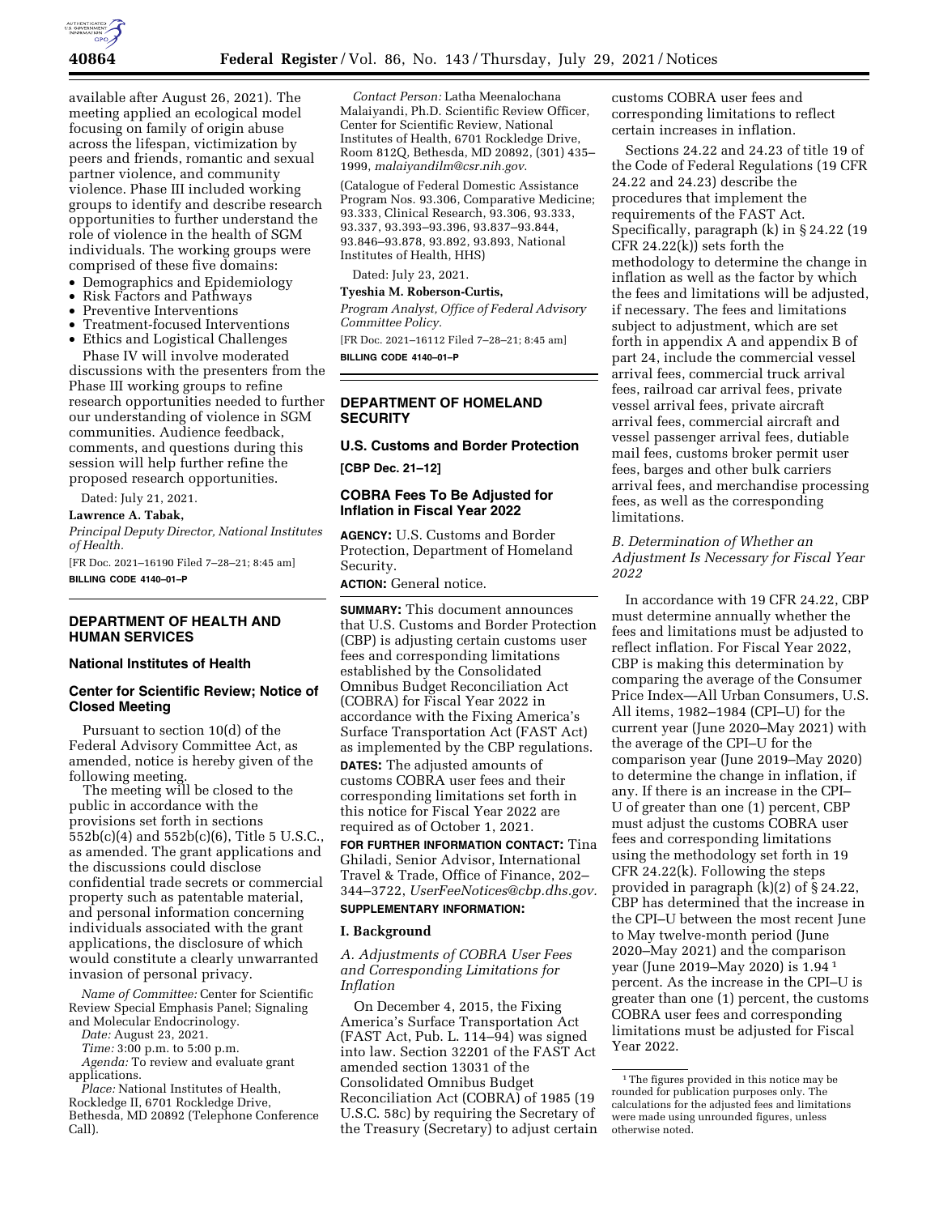available after August 26, 2021). The meeting applied an ecological model focusing on family of origin abuse across the lifespan, victimization by peers and friends, romantic and sexual partner violence, and community violence. Phase III included working groups to identify and describe research opportunities to further understand the role of violence in the health of SGM individuals. The working groups were comprised of these five domains:

- Demographics and Epidemiology
- Risk Factors and Pathways
- Preventive Interventions
- Treatment-focused Interventions
- Ethics and Logistical Challenges

Phase IV will involve moderated discussions with the presenters from the Phase III working groups to refine research opportunities needed to further our understanding of violence in SGM communities. Audience feedback, comments, and questions during this session will help further refine the proposed research opportunities.

Dated: July 21, 2021.

**Lawrence A. Tabak,**

*Principal Deputy Director, National Institutes of Health.*

[FR Doc. 2021–16190 Filed 7–28–21; 8:45 am]

**BILLING CODE 4140–01–P**

## DEPARTMENT OF HEALTH AND HUMAN SERVICES

### National Institutes of Health

### Center for Scientific Review; Notice of Closed Meeting

Pursuant to section 10(d) of the Federal Advisory Committee Act, as amended, notice is hereby given of the following meeting.

The meeting will be closed to the public in accordance with the provisions set forth in sections 552b(c)(4) and 552b(c)(6), Title 5 U.S.C., as amended. The grant applications and the discussions could disclose confidential trade secrets or commercial property such as patentable material, and personal information concerning individuals associated with the grant applications, the disclosure of which would constitute a clearly unwarranted invasion of personal privacy.

*Name of Committee:* Center for Scientific Review Special Emphasis Panel; Signaling and Molecular Endocrinology.

*Date:* August 23, 2021.

*Time:* 3:00 p.m. to 5:00 p.m.

*Agenda:* To review and evaluate grant applications.

*Place:* National Institutes of Health, Rockledge II, 6701 Rockledge Drive, Bethesda, MD 20892 (Telephone Conference Call).

*Contact Person:* Latha Meenalochana Malaiyandi, Ph.D. Scientific Review Officer, Center for Scientific Review, National Institutes of Health, 6701 Rockledge Drive, Room 812Q, Bethesda, MD 20892, (301) 435–1999, *malaiyandilm@csr.nih.gov*.

(Catalogue of Federal Domestic Assistance Program Nos. 93.306, Comparative Medicine; 93.333, Clinical Research, 93.306, 93.333, 93.337, 93.393–93.396, 93.837–93.844, 93.846–93.878, 93.892, 93.893, National Institutes of Health, HHS)

Dated: July 23, 2021.

**Tyeshia M. Roberson-Curtis,**

*Program Analyst, Office of Federal Advisory Committee Policy.*

[FR Doc. 2021–16112 Filed 7–28–21; 8:45 am]

**BILLING CODE 4140–01–P**

## DEPARTMENT OF HOMELAND SECURITY

### U.S. Customs and Border Protection

**[CBP Dec. 21–12]**

### COBRA Fees To Be Adjusted for Inflation in Fiscal Year 2022

**AGENCY:** U.S. Customs and Border Protection, Department of Homeland Security.

**ACTION:** General notice.

**SUMMARY:** This document announces that U.S. Customs and Border Protection (CBP) is adjusting certain customs user fees and corresponding limitations established by the Consolidated Omnibus Budget Reconciliation Act (COBRA) for Fiscal Year 2022 in accordance with the Fixing America's Surface Transportation Act (FAST Act) as implemented by the CBP regulations.

**DATES:** The adjusted amounts of customs COBRA user fees and their corresponding limitations set forth in this notice for Fiscal Year 2022 are required as of October 1, 2021.

**FOR FURTHER INFORMATION CONTACT:** Tina Ghiladi, Senior Advisor, International Travel & Trade, Office of Finance, 202–344–3722, *UserFeeNotices@cbp.dhs.gov*.

**SUPPLEMENTARY INFORMATION:**

## I. Background

### *A. Adjustments of COBRA User Fees and Corresponding Limitations for Inflation*

On December 4, 2015, the Fixing America's Surface Transportation Act (FAST Act, Pub. L. 114–94) was signed into law. Section 32201 of the FAST Act amended section 13031 of the Consolidated Omnibus Budget Reconciliation Act (COBRA) of 1985 (19 U.S.C. 58c) by requiring the Secretary of the Treasury (Secretary) to adjust certain customs COBRA user fees and corresponding limitations to reflect certain increases in inflation.

Sections 24.22 and 24.23 of title 19 of the Code of Federal Regulations (19 CFR 24.22 and 24.23) describe the procedures that implement the requirements of the FAST Act. Specifically, paragraph (k) in § 24.22 (19 CFR 24.22(k)) sets forth the methodology to determine the change in inflation as well as the factor by which the fees and limitations will be adjusted, if necessary. The fees and limitations subject to adjustment, which are set forth in appendix A and appendix B of part 24, include the commercial vessel arrival fees, commercial truck arrival fees, railroad car arrival fees, private vessel arrival fees, private aircraft arrival fees, commercial aircraft and vessel passenger arrival fees, dutiable mail fees, customs broker permit user fees, barges and other bulk carriers arrival fees, and merchandise processing fees, as well as the corresponding limitations.

### *B. Determination of Whether an Adjustment Is Necessary for Fiscal Year 2022*

In accordance with 19 CFR 24.22, CBP must determine annually whether the fees and limitations must be adjusted to reflect inflation. For Fiscal Year 2022, CBP is making this determination by comparing the average of the Consumer Price Index—All Urban Consumers, U.S. All items, 1982–1984 (CPI–U) for the current year (June 2020–May 2021) with the average of the CPI–U for the comparison year (June 2019–May 2020) to determine the change in inflation, if any. If there is an increase in the CPI–U of greater than one (1) percent, CBP must adjust the customs COBRA user fees and corresponding limitations using the methodology set forth in 19 CFR 24.22(k). Following the steps provided in paragraph (k)(2) of § 24.22, CBP has determined that the increase in the CPI–U between the most recent June to May twelve-month period (June 2020–May 2021) and the comparison year (June 2019–May 2020) is 1.94 [1] percent. As the increase in the CPI–U is greater than one (1) percent, the customs COBRA user fees and corresponding limitations must be adjusted for Fiscal Year 2022.

[1] The figures provided in this notice may be rounded for publication purposes only. The calculations for the adjusted fees and limitations were made using unrounded figures, unless otherwise noted.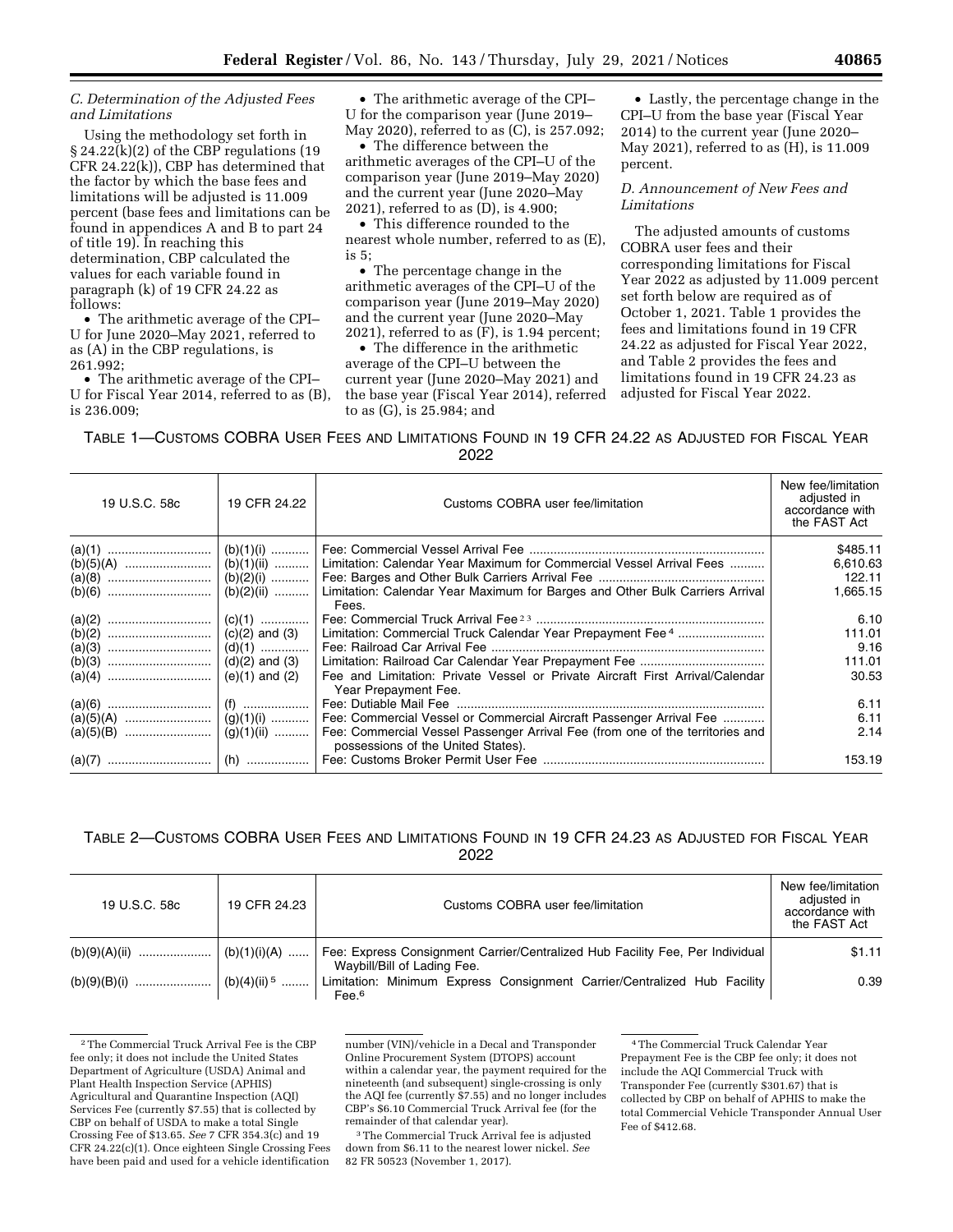*C. Determination of the Adjusted Fees and Limitations*

Using the methodology set forth in § 24.22(k)(2) of the CBP regulations (19 CFR 24.22(k)), CBP has determined that the factor by which the base fees and limitations will be adjusted is 11.009 percent (base fees and limitations can be found in appendices A and B to part 24 of title 19). In reaching this determination, CBP calculated the values for each variable found in paragraph (k) of 19 CFR 24.22 as follows:

- The arithmetic average of the CPI–U for June 2020–May 2021, referred to as (A) in the CBP regulations, is 261.992;
- The arithmetic average of the CPI–U for Fiscal Year 2014, referred to as (B), is 236.009;
- The arithmetic average of the CPI–U for the comparison year (June 2019–May 2020), referred to as (C), is 257.092;
- The difference between the arithmetic averages of the CPI–U of the comparison year (June 2019–May 2020) and the current year (June 2020–May 2021), referred to as (D), is 4.900;
- This difference rounded to the nearest whole number, referred to as (E), is 5;
- The percentage change in the arithmetic averages of the CPI–U of the comparison year (June 2019–May 2020) and the current year (June 2020–May 2021), referred to as (F), is 1.94 percent;
- The difference in the arithmetic average of the CPI–U between the current year (June 2020–May 2021) and the base year (Fiscal Year 2014), referred to as (G), is 25.984; and
- Lastly, the percentage change in the CPI–U from the base year (Fiscal Year 2014) to the current year (June 2020–May 2021), referred to as (H), is 11.009 percent.

*D. Announcement of New Fees and Limitations*

The adjusted amounts of customs COBRA user fees and their corresponding limitations for Fiscal Year 2022 as adjusted by 11.009 percent set forth below are required as of October 1, 2021. Table 1 provides the fees and limitations found in 19 CFR 24.22 as adjusted for Fiscal Year 2022, and Table 2 provides the fees and limitations found in 19 CFR 24.23 as adjusted for Fiscal Year 2022.

TABLE 1—CUSTOMS COBRA USER FEES AND LIMITATIONS FOUND IN 19 CFR 24.22 AS ADJUSTED FOR FISCAL YEAR 2022

| 19 U.S.C. 58c | 19 CFR 24.22 | Customs COBRA user fee/limitation | New fee/limitation adjusted in accordance with the FAST Act |
|---|---|---|---|
| (a)(1) | (b)(1)(i) | Fee: Commercial Vessel Arrival Fee | $485.11 |
| (b)(5)(A) | (b)(1)(ii) | Limitation: Calendar Year Maximum for Commercial Vessel Arrival Fees | 6,610.63 |
| (a)(8) | (b)(2)(i) | Fee: Barges and Other Bulk Carriers Arrival Fee | 122.11 |
| (b)(6) | (b)(2)(ii) | Limitation: Calendar Year Maximum for Barges and Other Bulk Carriers Arrival Fees. | 1,665.15 |
| (a)(2) | (c)(1) | Fee: Commercial Truck Arrival Fee [2 3] | 6.10 |
| (b)(2) | (c)(2) and (3) | Limitation: Commercial Truck Calendar Year Prepayment Fee [4] | 111.01 |
| (a)(3) | (d)(1) | Fee: Railroad Car Arrival Fee | 9.16 |
| (b)(3) | (d)(2) and (3) | Limitation: Railroad Car Calendar Year Prepayment Fee | 111.01 |
| (a)(4) | (e)(1) and (2) | Fee and Limitation: Private Vessel or Private Aircraft First Arrival/Calendar Year Prepayment Fee. | 30.53 |
| (a)(6) | (f) | Fee: Dutiable Mail Fee | 6.11 |
| (a)(5)(A) | (g)(1)(i) | Fee: Commercial Vessel or Commercial Aircraft Passenger Arrival Fee | 6.11 |
| (a)(5)(B) | (g)(1)(ii) | Fee: Commercial Vessel Passenger Arrival Fee (from one of the territories and possessions of the United States). | 2.14 |
| (a)(7) | (h) | Fee: Customs Broker Permit User Fee | 153.19 |

TABLE 2—CUSTOMS COBRA USER FEES AND LIMITATIONS FOUND IN 19 CFR 24.23 AS ADJUSTED FOR FISCAL YEAR 2022

| 19 U.S.C. 58c | 19 CFR 24.23 | Customs COBRA user fee/limitation | New fee/limitation adjusted in accordance with the FAST Act |
|---|---|---|---|
| (b)(9)(A)(ii) | (b)(1)(i)(A) | Fee: Express Consignment Carrier/Centralized Hub Facility Fee, Per Individual Waybill/Bill of Lading Fee. | $1.11 |
| (b)(9)(B)(i) | (b)(4)(ii) [5] | Limitation: Minimum Express Consignment Carrier/Centralized Hub Facility Fee.[6] | 0.39 |

[2] The Commercial Truck Arrival Fee is the CBP fee only; it does not include the United States Department of Agriculture (USDA) Animal and Plant Health Inspection Service (APHIS) Agricultural and Quarantine Inspection (AQI) Services Fee (currently $7.55) that is collected by CBP on behalf of USDA to make a total Single Crossing Fee of $13.65. *See* 7 CFR 354.3(c) and 19 CFR 24.22(c)(1). Once eighteen Single Crossing Fees have been paid and used for a vehicle identification number (VIN)/vehicle in a Decal and Transponder Online Procurement System (DTOPS) account within a calendar year, the payment required for the nineteenth (and subsequent) single-crossing is only the AQI fee (currently $7.55) and no longer includes CBP's $6.10 Commercial Truck Arrival fee (for the remainder of that calendar year).

[3] The Commercial Truck Arrival fee is adjusted down from $6.11 to the nearest lower nickel. *See* 82 FR 50523 (November 1, 2017).

[4] The Commercial Truck Calendar Year Prepayment Fee is the CBP fee only; it does not include the AQI Commercial Truck with Transponder Fee (currently $301.67) that is collected by CBP on behalf of APHIS to make the total Commercial Vehicle Transponder Annual User Fee of $412.68.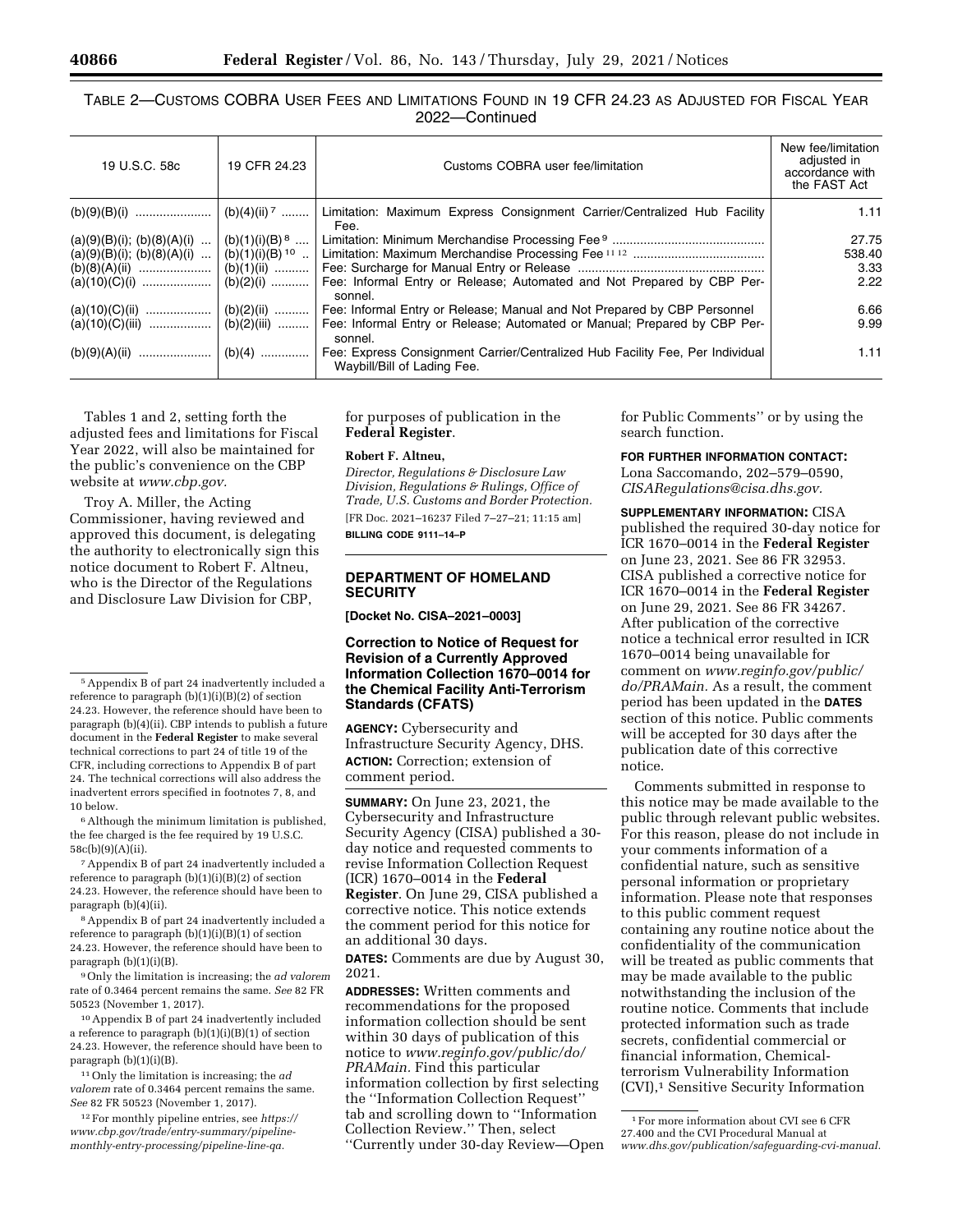TABLE 2—CUSTOMS COBRA USER FEES AND LIMITATIONS FOUND IN 19 CFR 24.23 AS ADJUSTED FOR FISCAL YEAR 2022—Continued

| 19 U.S.C. 58c | 19 CFR 24.23 | Customs COBRA user fee/limitation | New fee/limitation adjusted in accordance with the FAST Act |
|---|---|---|---|
| (b)(9)(B)(i) | (b)(4)(ii) [7] | Limitation: Maximum Express Consignment Carrier/Centralized Hub Facility Fee. | 1.11 |
| (a)(9)(B)(i); (b)(8)(A)(i) | (b)(1)(i)(B) [8] | Limitation: Minimum Merchandise Processing Fee [9] | 27.75 |
| (a)(9)(B)(i); (b)(8)(A)(i) | (b)(1)(i)(B) [10] | Limitation: Maximum Merchandise Processing Fee [11 12] | 538.40 |
| (b)(8)(A)(ii) | (b)(1)(ii) | Fee: Surcharge for Manual Entry or Release | 3.33 |
| (a)(10)(C)(i) | (b)(2)(i) | Fee: Informal Entry or Release; Automated and Not Prepared by CBP Personnel. | 2.22 |
| (a)(10)(C)(ii) | (b)(2)(ii) | Fee: Informal Entry or Release; Manual and Not Prepared by CBP Personnel | 6.66 |
| (a)(10)(C)(iii) | (b)(2)(iii) | Fee: Informal Entry or Release; Automated or Manual; Prepared by CBP Personnel. | 9.99 |
| (b)(9)(A)(ii) | (b)(4) | Fee: Express Consignment Carrier/Centralized Hub Facility Fee, Per Individual Waybill/Bill of Lading Fee. | 1.11 |

Tables 1 and 2, setting forth the adjusted fees and limitations for Fiscal Year 2022, will also be maintained for the public's convenience on the CBP website at *www.cbp.gov*.

Troy A. Miller, the Acting Commissioner, having reviewed and approved this document, is delegating the authority to electronically sign this notice document to Robert F. Altneu, who is the Director of the Regulations and Disclosure Law Division for CBP, for purposes of publication in the **Federal Register**.

**Robert F. Altneu,**

*Director, Regulations & Disclosure Law Division, Regulations & Rulings, Office of Trade, U.S. Customs and Border Protection.*

[FR Doc. 2021–16237 Filed 7–27–21; 11:15 am]

**BILLING CODE 9111–14–P**

[5] Appendix B of part 24 inadvertently included a reference to paragraph (b)(1)(i)(B)(2) of section 24.23. However, the reference should have been to paragraph (b)(4)(ii). CBP intends to publish a future document in the **Federal Register** to make several technical corrections to part 24 of title 19 of the CFR, including corrections to Appendix B of part 24. The technical corrections will also address the inadvertent errors specified in footnotes 7, 8, and 10 below.

[6] Although the minimum limitation is published, the fee charged is the fee required by 19 U.S.C. 58c(b)(9)(A)(ii).

[7] Appendix B of part 24 inadvertently included a reference to paragraph (b)(1)(i)(B)(2) of section 24.23. However, the reference should have been to paragraph (b)(4)(ii).

[8] Appendix B of part 24 inadvertently included a reference to paragraph (b)(1)(i)(B)(1) of section 24.23. However, the reference should have been to paragraph (b)(1)(i)(B).

[9] Only the limitation is increasing; the *ad valorem* rate of 0.3464 percent remains the same. *See* 82 FR 50523 (November 1, 2017).

[10] Appendix B of part 24 inadvertently included a reference to paragraph (b)(1)(i)(B)(1) of section 24.23. However, the reference should have been to paragraph (b)(1)(i)(B).

[11] Only the limitation is increasing; the *ad valorem* rate of 0.3464 percent remains the same. *See* 82 FR 50523 (November 1, 2017).

[12] For monthly pipeline entries, see *https://www.cbp.gov/trade/entry-summary/pipeline-monthly-entry-processing/pipeline-line-qa*.

## DEPARTMENT OF HOMELAND SECURITY

**[Docket No. CISA–2021–0003]**

### Correction to Notice of Request for Revision of a Currently Approved Information Collection 1670–0014 for the Chemical Facility Anti-Terrorism Standards (CFATS)

**AGENCY:** Cybersecurity and Infrastructure Security Agency, DHS.

**ACTION:** Correction; extension of comment period.

**SUMMARY:** On June 23, 2021, the Cybersecurity and Infrastructure Security Agency (CISA) published a 30-day notice and requested comments to revise Information Collection Request (ICR) 1670–0014 in the **Federal Register**. On June 29, CISA published a corrective notice. This notice extends the comment period for this notice for an additional 30 days.

**DATES:** Comments are due by August 30, 2021.

**ADDRESSES:** Written comments and recommendations for the proposed information collection should be sent within 30 days of publication of this notice to *www.reginfo.gov/public/do/PRAMain.* Find this particular information collection by first selecting the ''Information Collection Request'' tab and scrolling down to ''Information Collection Review.'' Then, select ''Currently under 30-day Review—Open for Public Comments'' or by using the search function.

**FOR FURTHER INFORMATION CONTACT:** Lona Saccomando, 202–579–0590, *CISARegulations@cisa.dhs.gov.*

**SUPPLEMENTARY INFORMATION:** CISA published the required 30-day notice for ICR 1670–0014 in the **Federal Register** on June 23, 2021. See 86 FR 32953. CISA published a corrective notice for ICR 1670–0014 in the **Federal Register** on June 29, 2021. See 86 FR 34267. After publication of the corrective notice a technical error resulted in ICR 1670–0014 being unavailable for comment on *www.reginfo.gov/public/do/PRAMain.* As a result, the comment period has been updated in the **DATES** section of this notice. Public comments will be accepted for 30 days after the publication date of this corrective notice.

Comments submitted in response to this notice may be made available to the public through relevant public websites. For this reason, please do not include in your comments information of a confidential nature, such as sensitive personal information or proprietary information. Please note that responses to this public comment request containing any routine notice about the confidentiality of the communication will be treated as public comments that may be made available to the public notwithstanding the inclusion of the routine notice. Comments that include protected information such as trade secrets, confidential commercial or financial information, Chemical-terrorism Vulnerability Information (CVI),[1] Sensitive Security Information

[1] For more information about CVI see 6 CFR 27.400 and the CVI Procedural Manual at *www.dhs.gov/publication/safeguarding-cvi-manual.*